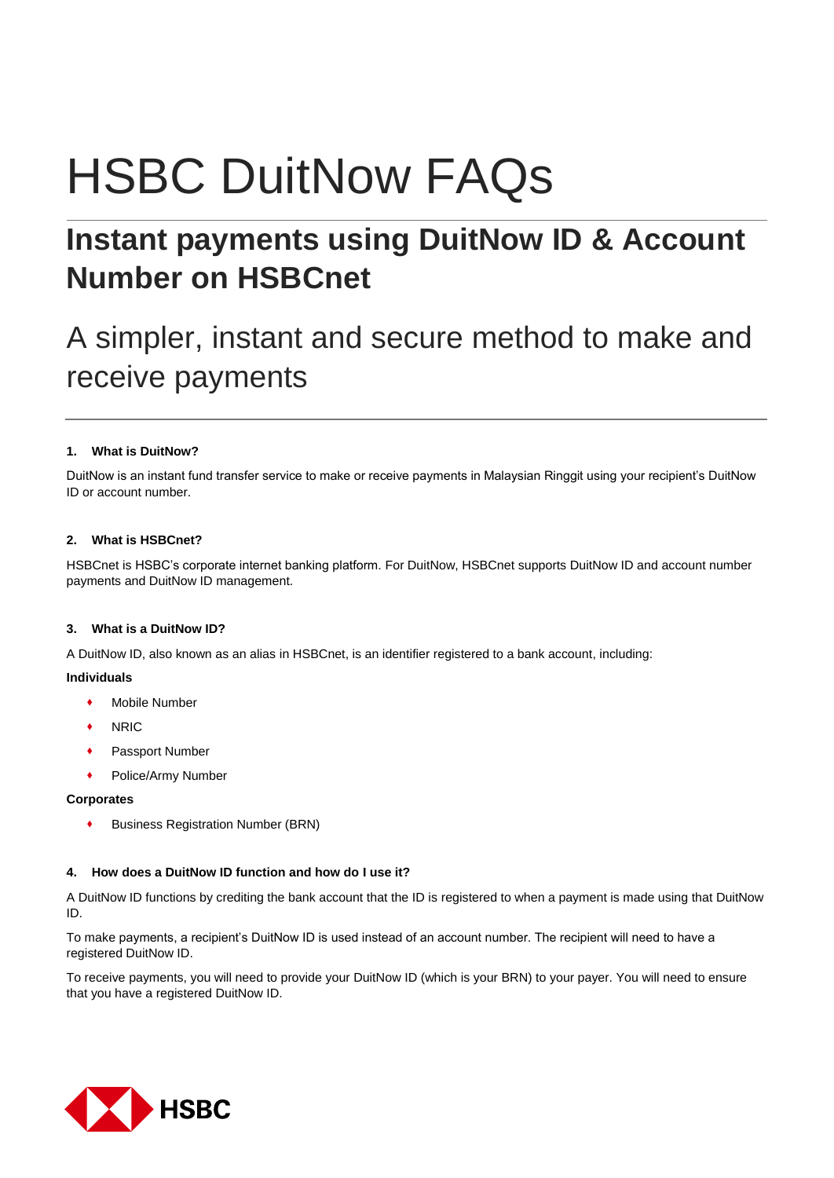# HSBC DuitNow FAQs

## Instant payments using DuitNow ID & Account Number on HSBCnet

A simpler, instant and secure method to make and receive payments

**1. What is DuitNow?**

DuitNow is an instant fund transfer service to make or receive payments in Malaysian Ringgit using your recipient's DuitNow ID or account number.

**2. What is HSBCnet?**

HSBCnet is HSBC's corporate internet banking platform. For DuitNow, HSBCnet supports DuitNow ID and account number payments and DuitNow ID management.

**3. What is a DuitNow ID?**

A DuitNow ID, also known as an alias in HSBCnet, is an identifier registered to a bank account, including:

**Individuals**

- Mobile Number
- NRIC
- Passport Number
- Police/Army Number

**Corporates**

- Business Registration Number (BRN)

**4. How does a DuitNow ID function and how do I use it?**

A DuitNow ID functions by crediting the bank account that the ID is registered to when a payment is made using that DuitNow ID.

To make payments, a recipient's DuitNow ID is used instead of an account number. The recipient will need to have a registered DuitNow ID.

To receive payments, you will need to provide your DuitNow ID (which is your BRN) to your payer. You will need to ensure that you have a registered DuitNow ID.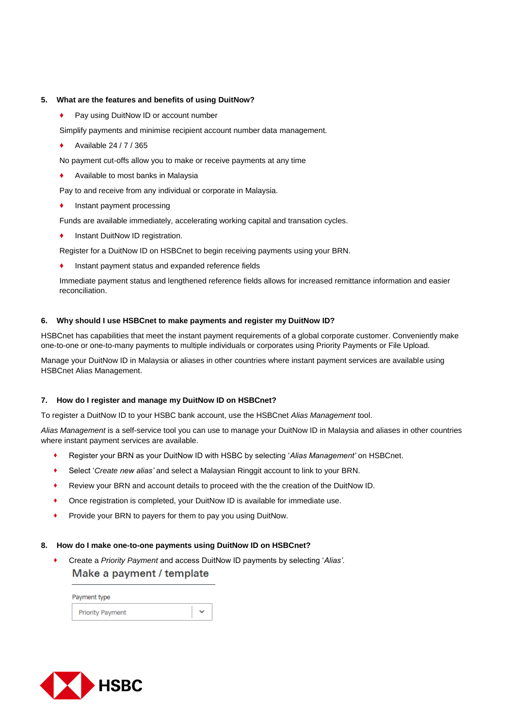## 5. What are the features and benefits of using DuitNow?

- Pay using DuitNow ID or account number

Simplify payments and minimise recipient account number data management.

- Available 24 / 7 / 365

No payment cut-offs allow you to make or receive payments at any time

- Available to most banks in Malaysia

Pay to and receive from any individual or corporate in Malaysia.

- Instant payment processing

Funds are available immediately, accelerating working capital and transation cycles.

- Instant DuitNow ID registration.

Register for a DuitNow ID on HSBCnet to begin receiving payments using your BRN.

- Instant payment status and expanded reference fields

Immediate payment status and lengthened reference fields allows for increased remittance information and easier reconciliation.

## 6. Why should I use HSBCnet to make payments and register my DuitNow ID?

HSBCnet has capabilities that meet the instant payment requirements of a global corporate customer. Conveniently make one-to-one or one-to-many payments to multiple individuals or corporates using Priority Payments or File Upload.

Manage your DuitNow ID in Malaysia or aliases in other countries where instant payment services are available using HSBCnet Alias Management.

## 7. How do I register and manage my DuitNow ID on HSBCnet?

To register a DuitNow ID to your HSBC bank account, use the HSBCnet *Alias Management* tool.

*Alias Management* is a self-service tool you can use to manage your DuitNow ID in Malaysia and aliases in other countries where instant payment services are available.

- Register your BRN as your DuitNow ID with HSBC by selecting '*Alias Management'* on HSBCnet.
- Select '*Create new alias'* and select a Malaysian Ringgit account to link to your BRN.
- Review your BRN and account details to proceed with the the creation of the DuitNow ID.
- Once registration is completed, your DuitNow ID is available for immediate use.
- Provide your BRN to payers for them to pay you using DuitNow.

## 8. How do I make one-to-one payments using DuitNow ID on HSBCnet?

- Create a *Priority Payment* and access DuitNow ID payments by selecting '*Alias'*.

Make a payment / template

Payment type

Priority Payment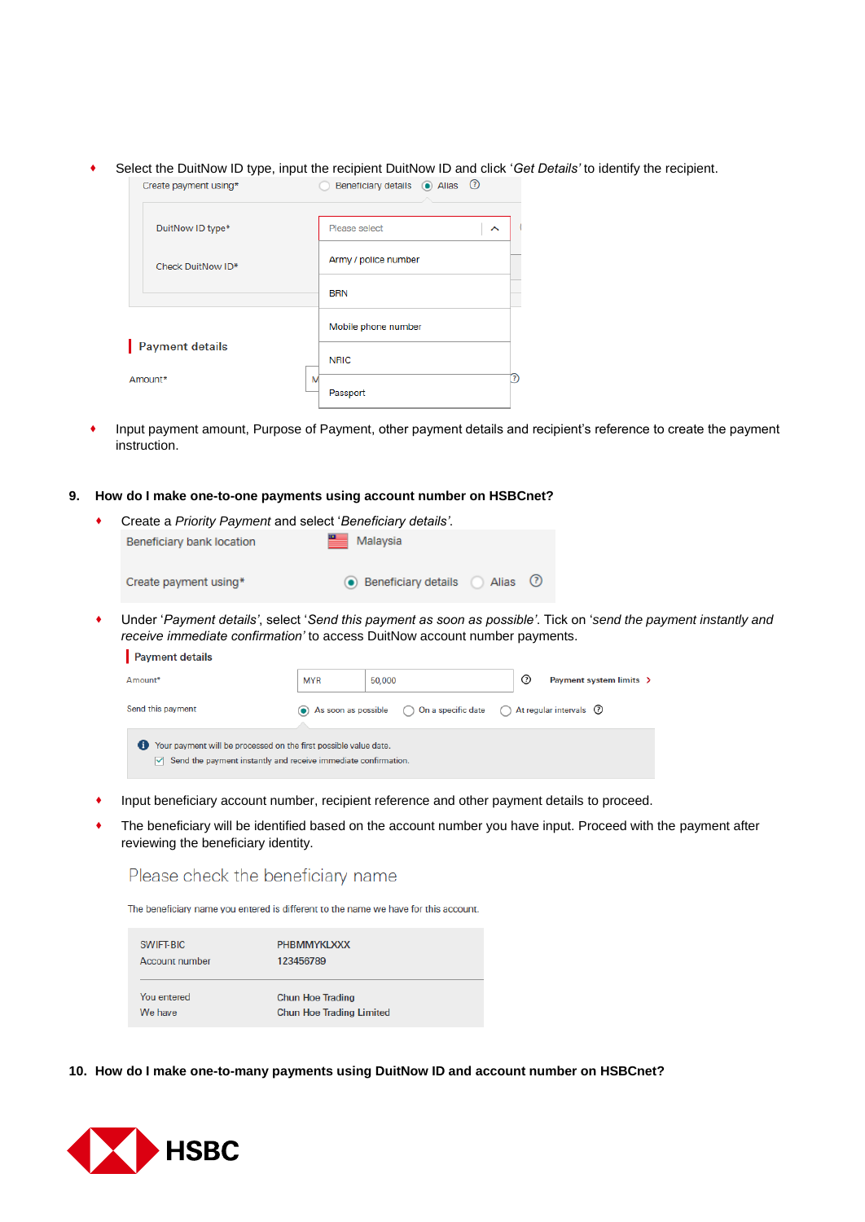- Select the DuitNow ID type, input the recipient DuitNow ID and click '*Get Details*' to identify the recipient.

Create payment using* ○ Beneficiary details ◉ Alias

DuitNow ID type* — Please select
- Army / police number
- BRN
- Mobile phone number
- NRIC
- Passport

Check DuitNow ID*

Payment details

Amount*

- Input payment amount, Purpose of Payment, other payment details and recipient's reference to create the payment instruction.

**9. How do I make one-to-one payments using account number on HSBCnet?**

- Create a *Priority Payment* and select '*Beneficiary details*'.

Beneficiary bank location — Malaysia

Create payment using* ◉ Beneficiary details ○ Alias

- Under '*Payment details*', select '*Send this payment as soon as possible*'. Tick on '*send the payment instantly and receive immediate confirmation*' to access DuitNow account number payments.

Payment details

Amount* MYR 50,000 — Payment system limits

Send this payment ◉ As soon as possible ○ On a specific date ○ At regular intervals

Your payment will be processed on the first possible value date.
☑ Send the payment instantly and receive immediate confirmation.

- Input beneficiary account number, recipient reference and other payment details to proceed.
- The beneficiary will be identified based on the account number you have input. Proceed with the payment after reviewing the beneficiary identity.

Please check the beneficiary name

The beneficiary name you entered is different to the name we have for this account.

| | |
|---|---|
| SWIFT-BIC | PHBMMYKLXXX |
| Account number | 123456789 |
| You entered | Chun Hoe Trading |
| We have | Chun Hoe Trading Limited |

**10. How do I make one-to-many payments using DuitNow ID and account number on HSBCnet?**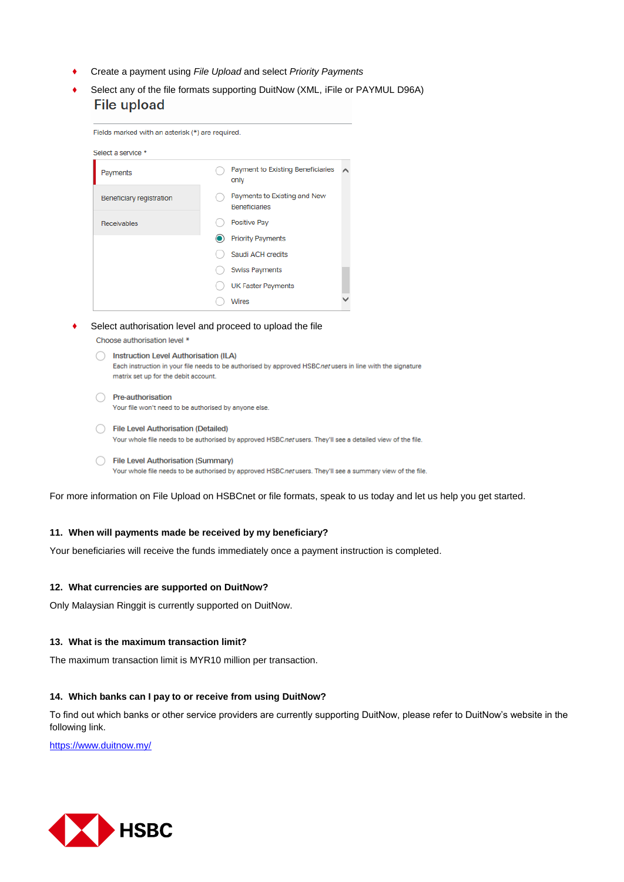- Create a payment using *File Upload* and select *Priority Payments*
- Select any of the file formats supporting DuitNow (XML, iFile or PAYMUL D96A)

File upload

Fields marked with an asterisk (*) are required.

Select a service *

| | |
|---|---|
| Payments | ◯ Payment to Existing Beneficiaries only |
| Beneficiary registration | ◯ Payments to Existing and New Beneficiaries |
| Receivables | ◯ Positive Pay |
| | ◉ Priority Payments |
| | ◯ Saudi ACH credits |
| | ◯ Swiss Payments |
| | ◯ UK Faster Payments |
| | ◯ Wires |

- Select authorisation level and proceed to upload the file

Choose authorisation level *

◯ **Instruction Level Authorisation (ILA)**
Each instruction in your file needs to be authorised by approved HSBC*net* users in line with the signature matrix set up for the debit account.

◯ **Pre-authorisation**
Your file won't need to be authorised by anyone else.

◯ **File Level Authorisation (Detailed)**
Your whole file needs to be authorised by approved HSBC*net* users. They'll see a detailed view of the file.

◯ **File Level Authorisation (Summary)**
Your whole file needs to be authorised by approved HSBC*net* users. They'll see a summary view of the file.

For more information on File Upload on HSBCnet or file formats, speak to us today and let us help you get started.

**11. When will payments made be received by my beneficiary?**

Your beneficiaries will receive the funds immediately once a payment instruction is completed.

**12. What currencies are supported on DuitNow?**

Only Malaysian Ringgit is currently supported on DuitNow.

**13. What is the maximum transaction limit?**

The maximum transaction limit is MYR10 million per transaction.

**14. Which banks can I pay to or receive from using DuitNow?**

To find out which banks or other service providers are currently supporting DuitNow, please refer to DuitNow's website in the following link.

https://www.duitnow.my/

HSBC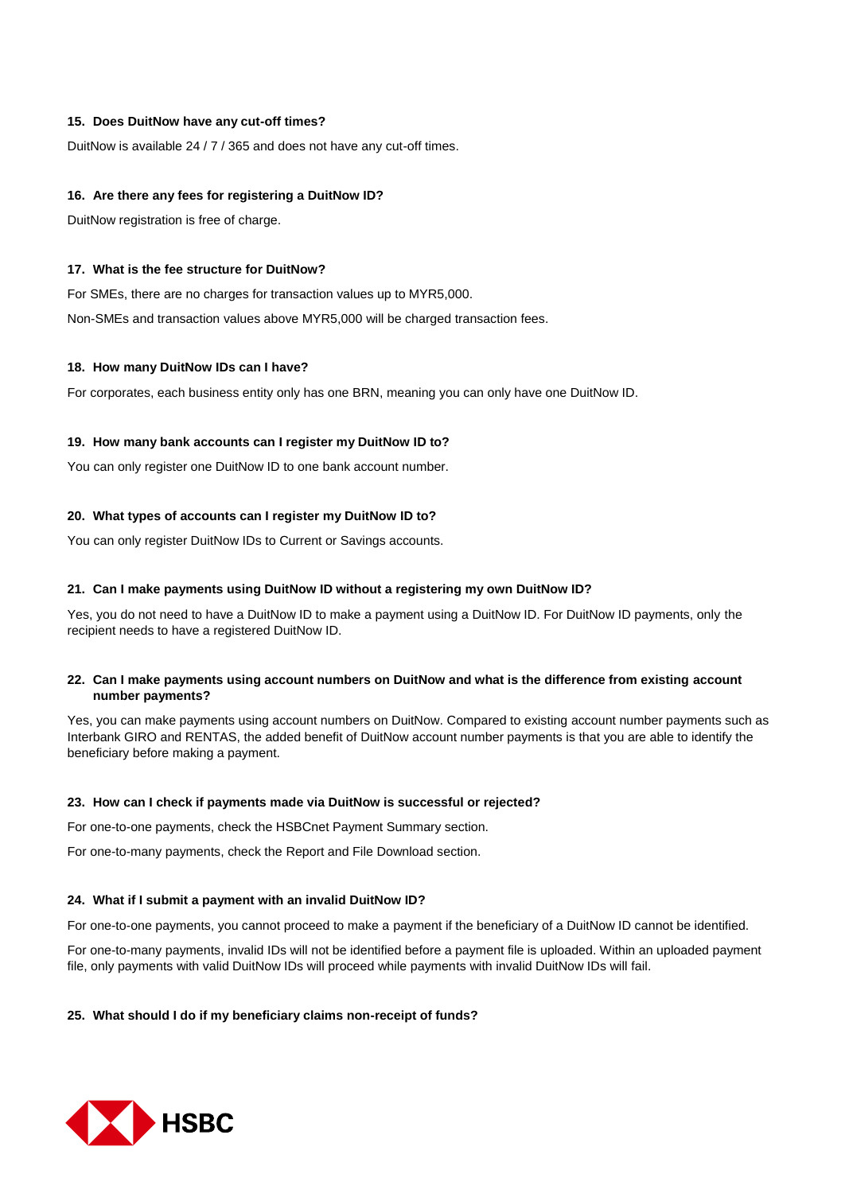**15. Does DuitNow have any cut-off times?**

DuitNow is available 24 / 7 / 365 and does not have any cut-off times.

**16. Are there any fees for registering a DuitNow ID?**

DuitNow registration is free of charge.

**17. What is the fee structure for DuitNow?**

For SMEs, there are no charges for transaction values up to MYR5,000.

Non-SMEs and transaction values above MYR5,000 will be charged transaction fees.

**18. How many DuitNow IDs can I have?**

For corporates, each business entity only has one BRN, meaning you can only have one DuitNow ID.

**19. How many bank accounts can I register my DuitNow ID to?**

You can only register one DuitNow ID to one bank account number.

**20. What types of accounts can I register my DuitNow ID to?**

You can only register DuitNow IDs to Current or Savings accounts.

**21. Can I make payments using DuitNow ID without a registering my own DuitNow ID?**

Yes, you do not need to have a DuitNow ID to make a payment using a DuitNow ID. For DuitNow ID payments, only the recipient needs to have a registered DuitNow ID.

**22. Can I make payments using account numbers on DuitNow and what is the difference from existing account number payments?**

Yes, you can make payments using account numbers on DuitNow. Compared to existing account number payments such as Interbank GIRO and RENTAS, the added benefit of DuitNow account number payments is that you are able to identify the beneficiary before making a payment.

**23. How can I check if payments made via DuitNow is successful or rejected?**

For one-to-one payments, check the HSBCnet Payment Summary section.

For one-to-many payments, check the Report and File Download section.

**24. What if I submit a payment with an invalid DuitNow ID?**

For one-to-one payments, you cannot proceed to make a payment if the beneficiary of a DuitNow ID cannot be identified.

For one-to-many payments, invalid IDs will not be identified before a payment file is uploaded. Within an uploaded payment file, only payments with valid DuitNow IDs will proceed while payments with invalid DuitNow IDs will fail.

**25. What should I do if my beneficiary claims non-receipt of funds?**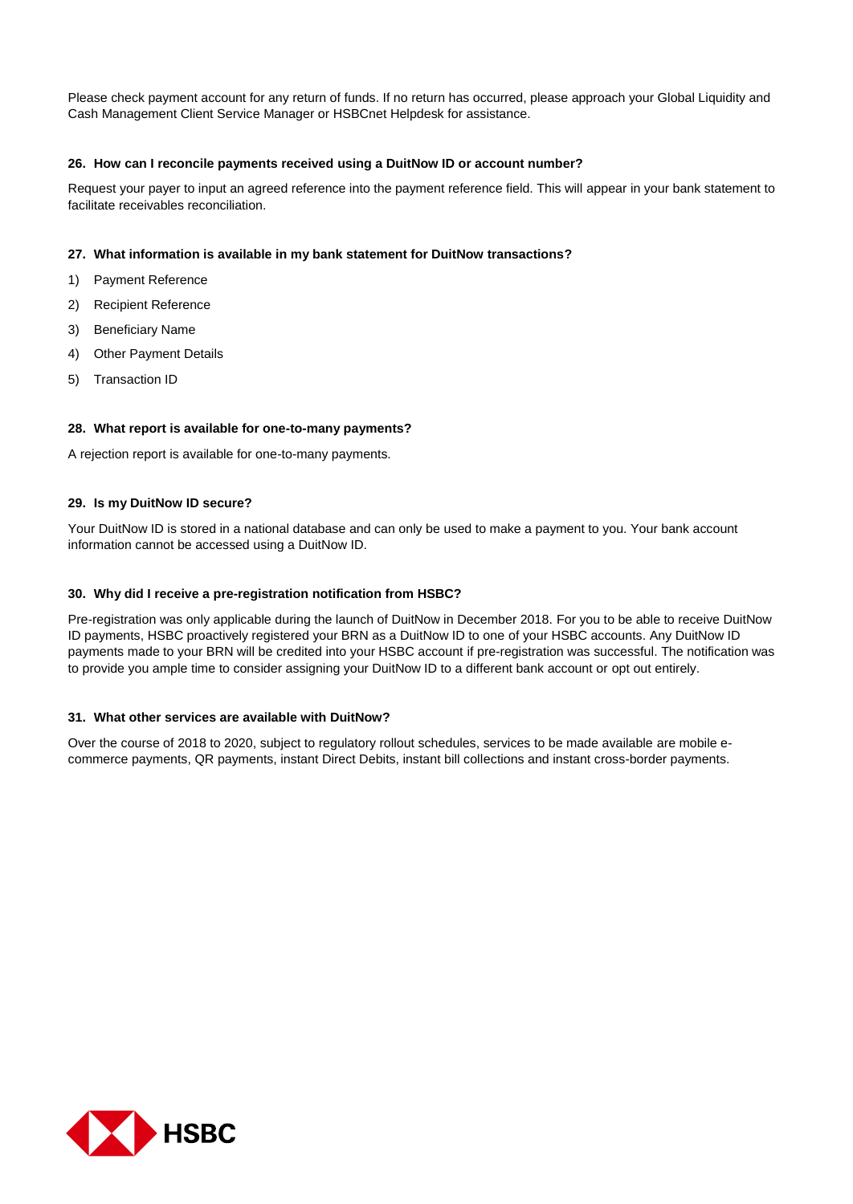Please check payment account for any return of funds. If no return has occurred, please approach your Global Liquidity and Cash Management Client Service Manager or HSBCnet Helpdesk for assistance.

**26. How can I reconcile payments received using a DuitNow ID or account number?**

Request your payer to input an agreed reference into the payment reference field. This will appear in your bank statement to facilitate receivables reconciliation.

**27. What information is available in my bank statement for DuitNow transactions?**

1) Payment Reference
2) Recipient Reference
3) Beneficiary Name
4) Other Payment Details
5) Transaction ID

**28. What report is available for one-to-many payments?**

A rejection report is available for one-to-many payments.

**29. Is my DuitNow ID secure?**

Your DuitNow ID is stored in a national database and can only be used to make a payment to you. Your bank account information cannot be accessed using a DuitNow ID.

**30. Why did I receive a pre-registration notification from HSBC?**

Pre-registration was only applicable during the launch of DuitNow in December 2018. For you to be able to receive DuitNow ID payments, HSBC proactively registered your BRN as a DuitNow ID to one of your HSBC accounts. Any DuitNow ID payments made to your BRN will be credited into your HSBC account if pre-registration was successful. The notification was to provide you ample time to consider assigning your DuitNow ID to a different bank account or opt out entirely.

**31. What other services are available with DuitNow?**

Over the course of 2018 to 2020, subject to regulatory rollout schedules, services to be made available are mobile e-commerce payments, QR payments, instant Direct Debits, instant bill collections and instant cross-border payments.

HSBC